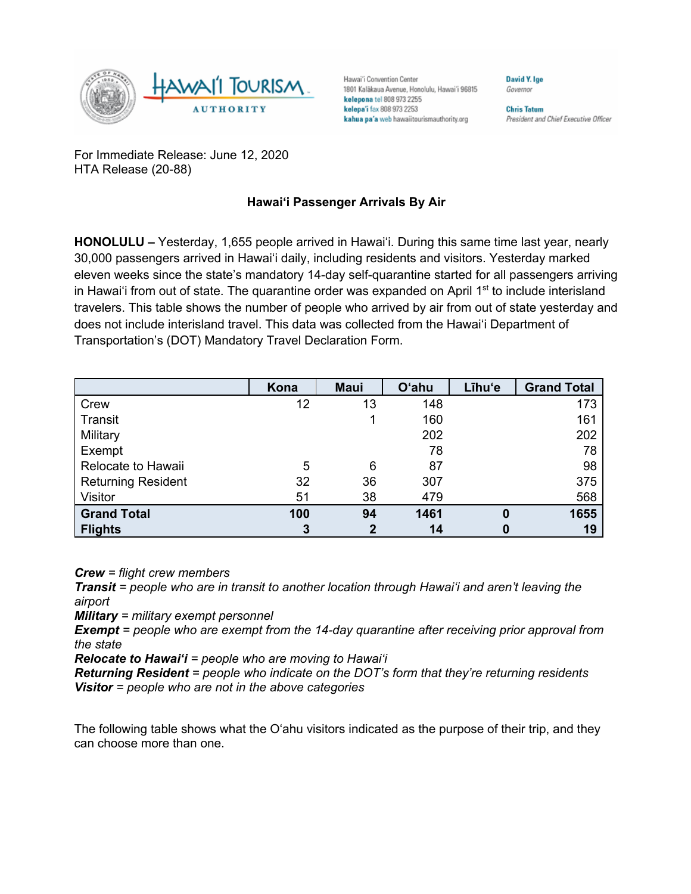Hawai'i Convention Center
1801 Kalākaua Avenue, Honolulu, Hawai'i 96815
**kelepona** tel 808 973 2255
**kelepa'i** fax 808 973 2253
**kahua pa'a** web hawaiitourismauthority.org

**David Y. Ige**
*Governor*

**Chris Tatum**
*President and Chief Executive Officer*

For Immediate Release: June 12, 2020
HTA Release (20-88)

**Hawai'i Passenger Arrivals By Air**

**HONOLULU –** Yesterday, 1,655 people arrived in Hawai'i. During this same time last year, nearly 30,000 passengers arrived in Hawai'i daily, including residents and visitors. Yesterday marked eleven weeks since the state's mandatory 14-day self-quarantine started for all passengers arriving in Hawai'i from out of state. The quarantine order was expanded on April 1st to include interisland travelers. This table shows the number of people who arrived by air from out of state yesterday and does not include interisland travel. This data was collected from the Hawai'i Department of Transportation's (DOT) Mandatory Travel Declaration Form.

| | Kona | Maui | O'ahu | Līhu'e | Grand Total |
|---|---|---|---|---|---|
| Crew | 12 | 13 | 148 | | 173 |
| Transit | | 1 | 160 | | 161 |
| Military | | | 202 | | 202 |
| Exempt | | | 78 | | 78 |
| Relocate to Hawaii | 5 | 6 | 87 | | 98 |
| Returning Resident | 32 | 36 | 307 | | 375 |
| Visitor | 51 | 38 | 479 | | 568 |
| **Grand Total** | **100** | **94** | **1461** | **0** | **1655** |
| **Flights** | **3** | **2** | **14** | **0** | **19** |

***Crew*** *= flight crew members*
***Transit*** *= people who are in transit to another location through Hawai'i and aren't leaving the airport*
***Military*** *= military exempt personnel*
***Exempt*** *= people who are exempt from the 14-day quarantine after receiving prior approval from the state*
***Relocate to Hawai'i*** *= people who are moving to Hawai'i*
***Returning Resident*** *= people who indicate on the DOT's form that they're returning residents*
***Visitor*** *= people who are not in the above categories*

The following table shows what the O'ahu visitors indicated as the purpose of their trip, and they can choose more than one.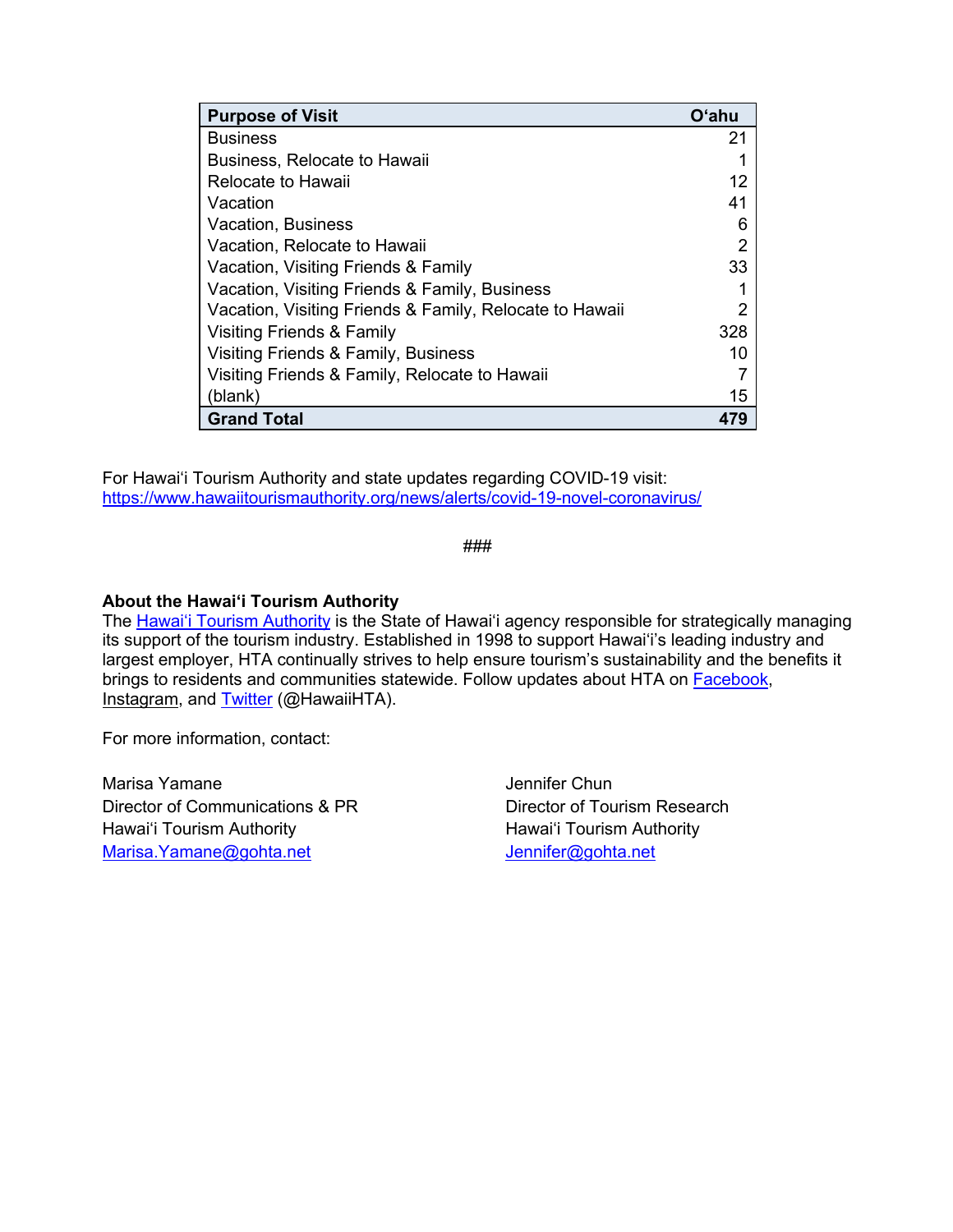| Purpose of Visit | Oʻahu |
| --- | --- |
| Business | 21 |
| Business, Relocate to Hawaii | 1 |
| Relocate to Hawaii | 12 |
| Vacation | 41 |
| Vacation, Business | 6 |
| Vacation, Relocate to Hawaii | 2 |
| Vacation, Visiting Friends & Family | 33 |
| Vacation, Visiting Friends & Family, Business | 1 |
| Vacation, Visiting Friends & Family, Relocate to Hawaii | 2 |
| Visiting Friends & Family | 328 |
| Visiting Friends & Family, Business | 10 |
| Visiting Friends & Family, Relocate to Hawaii | 7 |
| (blank) | 15 |
| **Grand Total** | **479** |

For Hawaiʻi Tourism Authority and state updates regarding COVID-19 visit: https://www.hawaiitourismauthority.org/news/alerts/covid-19-novel-coronavirus/

###

**About the Hawaiʻi Tourism Authority**
The Hawaiʻi Tourism Authority is the State of Hawaiʻi agency responsible for strategically managing its support of the tourism industry. Established in 1998 to support Hawaiʻi's leading industry and largest employer, HTA continually strives to help ensure tourism's sustainability and the benefits it brings to residents and communities statewide. Follow updates about HTA on Facebook, Instagram, and Twitter (@HawaiiHTA).

For more information, contact:

Marisa Yamane
Director of Communications & PR
Hawaiʻi Tourism Authority
Marisa.Yamane@gohta.net

Jennifer Chun
Director of Tourism Research
Hawaiʻi Tourism Authority
Jennifer@gohta.net